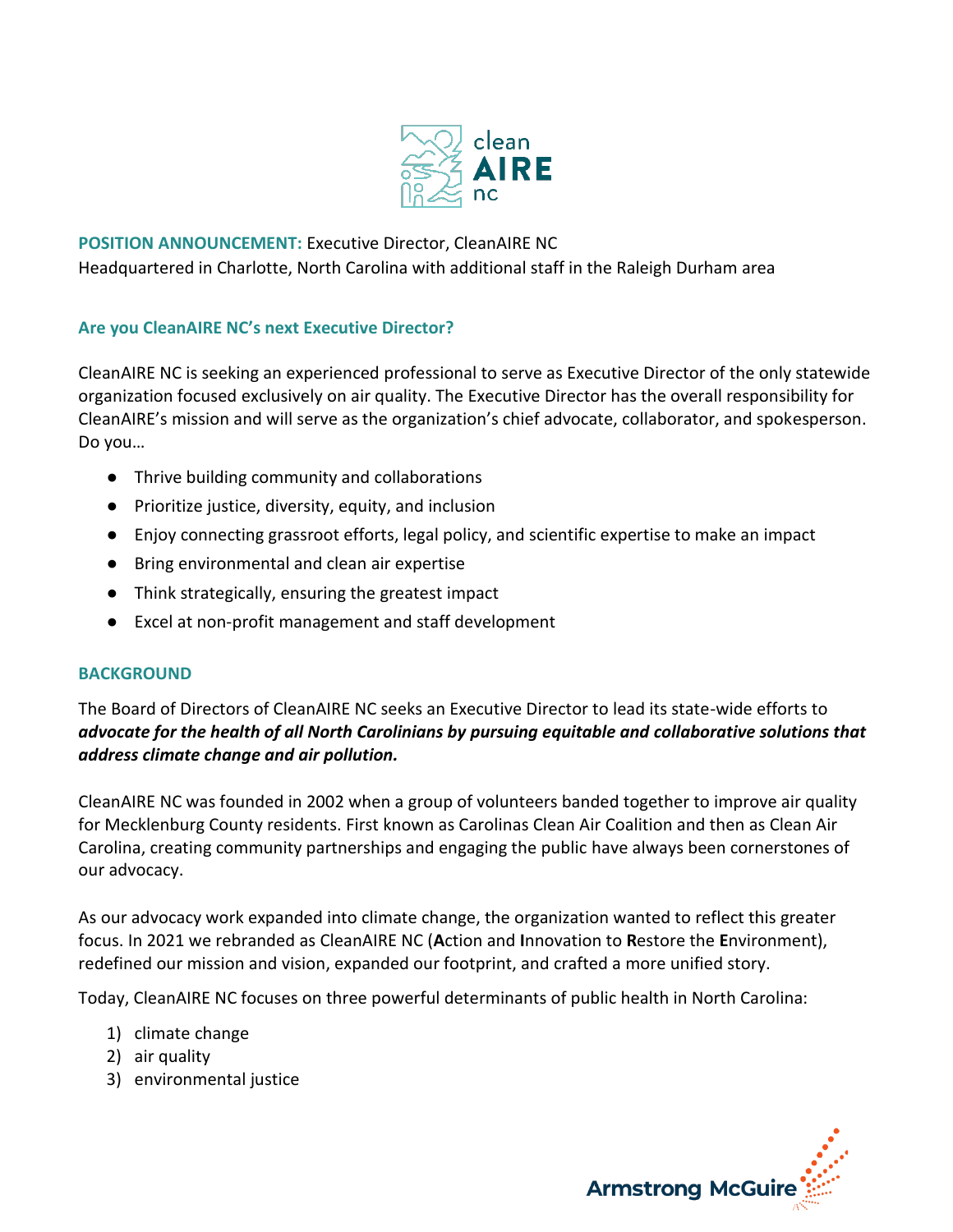**POSITION ANNOUNCEMENT:** Executive Director, CleanAIRE NC
Headquartered in Charlotte, North Carolina with additional staff in the Raleigh Durham area

## Are you CleanAIRE NC's next Executive Director?

CleanAIRE NC is seeking an experienced professional to serve as Executive Director of the only statewide organization focused exclusively on air quality. The Executive Director has the overall responsibility for CleanAIRE's mission and will serve as the organization's chief advocate, collaborator, and spokesperson. Do you…

- Thrive building community and collaborations
- Prioritize justice, diversity, equity, and inclusion
- Enjoy connecting grassroot efforts, legal policy, and scientific expertise to make an impact
- Bring environmental and clean air expertise
- Think strategically, ensuring the greatest impact
- Excel at non-profit management and staff development

## BACKGROUND

The Board of Directors of CleanAIRE NC seeks an Executive Director to lead its state-wide efforts to ***advocate for the health of all North Carolinians by pursuing equitable and collaborative solutions that address climate change and air pollution.***

CleanAIRE NC was founded in 2002 when a group of volunteers banded together to improve air quality for Mecklenburg County residents. First known as Carolinas Clean Air Coalition and then as Clean Air Carolina, creating community partnerships and engaging the public have always been cornerstones of our advocacy.

As our advocacy work expanded into climate change, the organization wanted to reflect this greater focus. In 2021 we rebranded as CleanAIRE NC (**A**ction and **I**nnovation to **R**estore the **E**nvironment), redefined our mission and vision, expanded our footprint, and crafted a more unified story.

Today, CleanAIRE NC focuses on three powerful determinants of public health in North Carolina:

1) climate change
2) air quality
3) environmental justice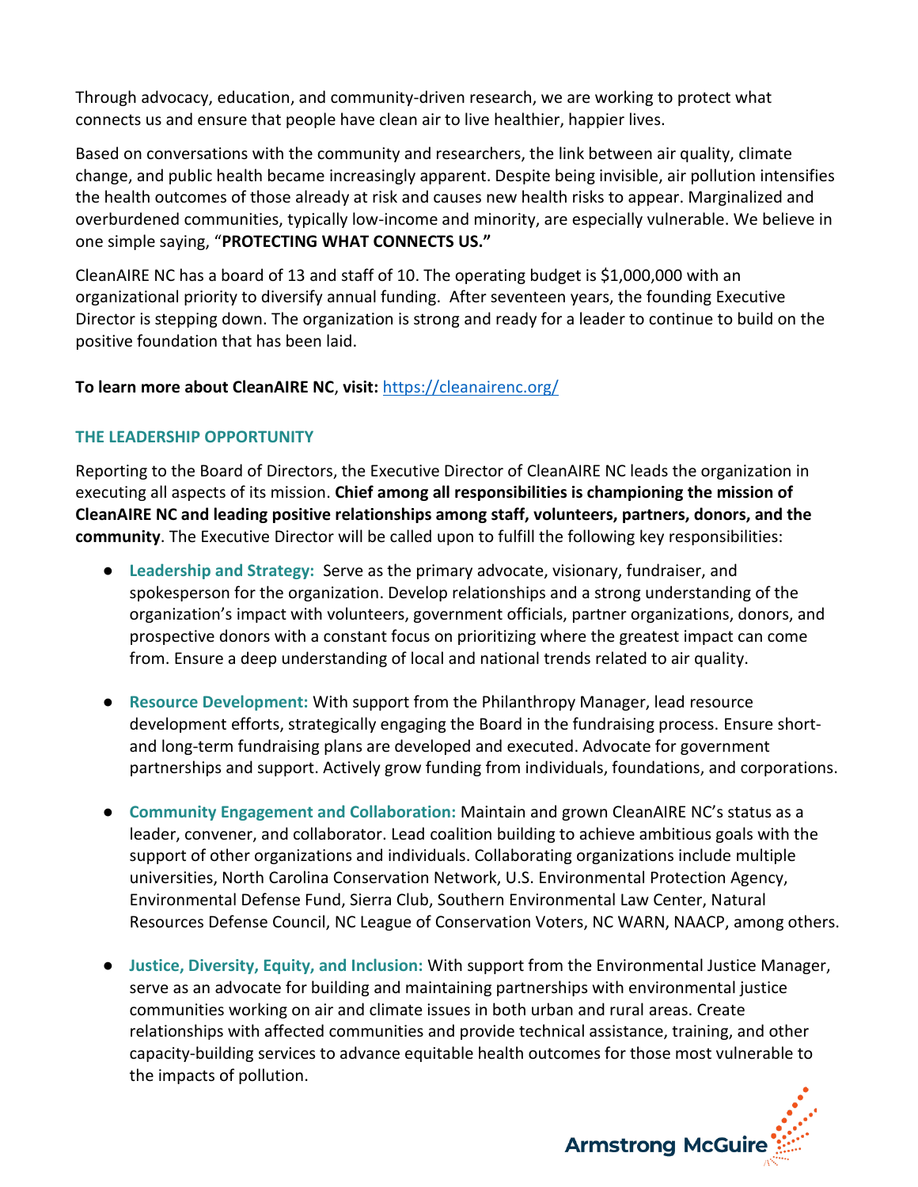Through advocacy, education, and community-driven research, we are working to protect what connects us and ensure that people have clean air to live healthier, happier lives.

Based on conversations with the community and researchers, the link between air quality, climate change, and public health became increasingly apparent. Despite being invisible, air pollution intensifies the health outcomes of those already at risk and causes new health risks to appear. Marginalized and overburdened communities, typically low-income and minority, are especially vulnerable. We believe in one simple saying, "**PROTECTING WHAT CONNECTS US.**"

CleanAIRE NC has a board of 13 and staff of 10. The operating budget is $1,000,000 with an organizational priority to diversify annual funding. After seventeen years, the founding Executive Director is stepping down. The organization is strong and ready for a leader to continue to build on the positive foundation that has been laid.

**To learn more about CleanAIRE NC, visit:** https://cleanairenc.org/

## THE LEADERSHIP OPPORTUNITY

Reporting to the Board of Directors, the Executive Director of CleanAIRE NC leads the organization in executing all aspects of its mission. **Chief among all responsibilities is championing the mission of CleanAIRE NC and leading positive relationships among staff, volunteers, partners, donors, and the community**. The Executive Director will be called upon to fulfill the following key responsibilities:

- **Leadership and Strategy:** Serve as the primary advocate, visionary, fundraiser, and spokesperson for the organization. Develop relationships and a strong understanding of the organization's impact with volunteers, government officials, partner organizations, donors, and prospective donors with a constant focus on prioritizing where the greatest impact can come from. Ensure a deep understanding of local and national trends related to air quality.

- **Resource Development:** With support from the Philanthropy Manager, lead resource development efforts, strategically engaging the Board in the fundraising process. Ensure short- and long-term fundraising plans are developed and executed. Advocate for government partnerships and support. Actively grow funding from individuals, foundations, and corporations.

- **Community Engagement and Collaboration:** Maintain and grown CleanAIRE NC's status as a leader, convener, and collaborator. Lead coalition building to achieve ambitious goals with the support of other organizations and individuals. Collaborating organizations include multiple universities, North Carolina Conservation Network, U.S. Environmental Protection Agency, Environmental Defense Fund, Sierra Club, Southern Environmental Law Center, Natural Resources Defense Council, NC League of Conservation Voters, NC WARN, NAACP, among others.

- **Justice, Diversity, Equity, and Inclusion:** With support from the Environmental Justice Manager, serve as an advocate for building and maintaining partnerships with environmental justice communities working on air and climate issues in both urban and rural areas. Create relationships with affected communities and provide technical assistance, training, and other capacity-building services to advance equitable health outcomes for those most vulnerable to the impacts of pollution.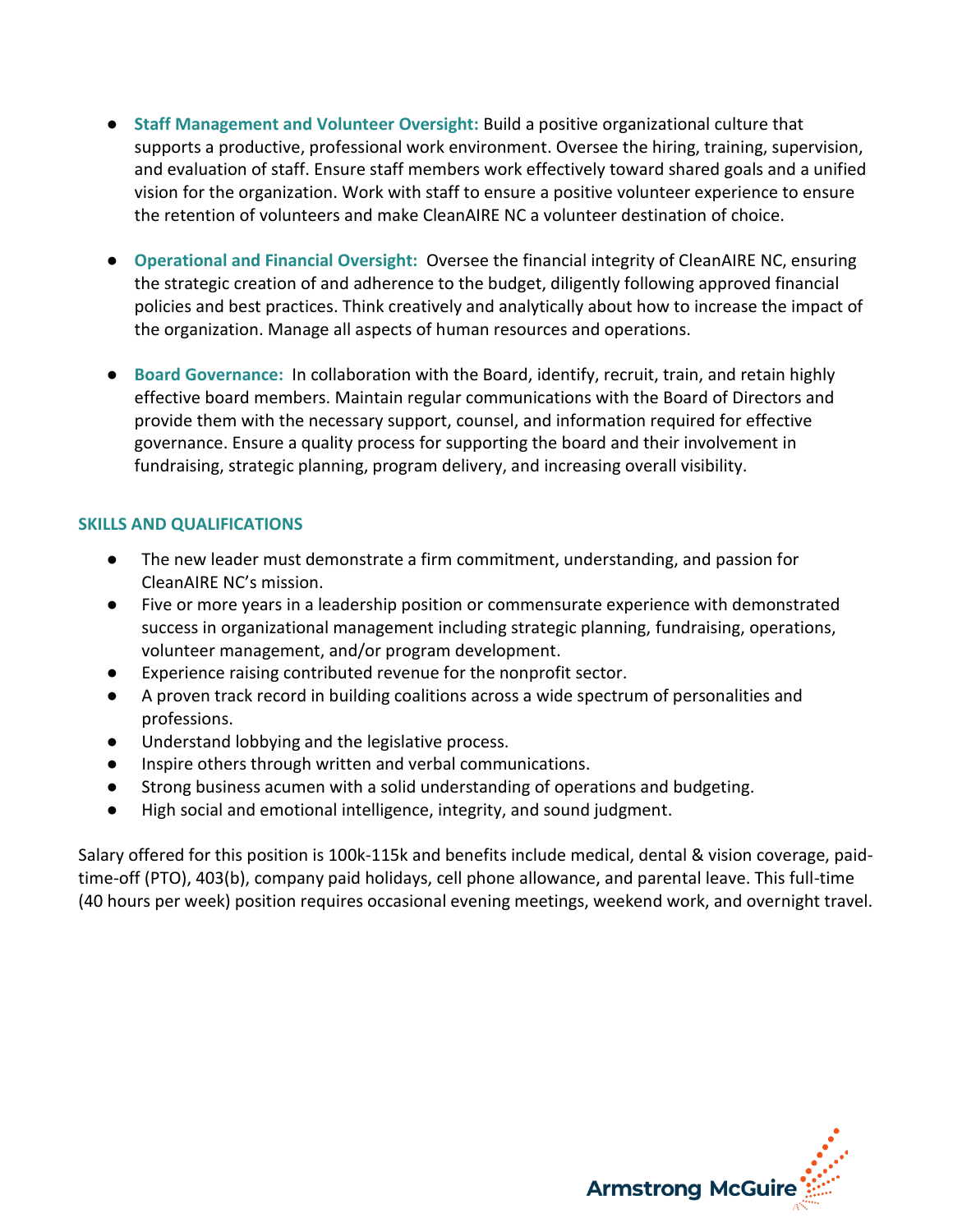- **Staff Management and Volunteer Oversight:** Build a positive organizational culture that supports a productive, professional work environment. Oversee the hiring, training, supervision, and evaluation of staff. Ensure staff members work effectively toward shared goals and a unified vision for the organization. Work with staff to ensure a positive volunteer experience to ensure the retention of volunteers and make CleanAIRE NC a volunteer destination of choice.

- **Operational and Financial Oversight:** Oversee the financial integrity of CleanAIRE NC, ensuring the strategic creation of and adherence to the budget, diligently following approved financial policies and best practices. Think creatively and analytically about how to increase the impact of the organization. Manage all aspects of human resources and operations.

- **Board Governance:** In collaboration with the Board, identify, recruit, train, and retain highly effective board members. Maintain regular communications with the Board of Directors and provide them with the necessary support, counsel, and information required for effective governance. Ensure a quality process for supporting the board and their involvement in fundraising, strategic planning, program delivery, and increasing overall visibility.

## SKILLS AND QUALIFICATIONS

- The new leader must demonstrate a firm commitment, understanding, and passion for CleanAIRE NC's mission.
- Five or more years in a leadership position or commensurate experience with demonstrated success in organizational management including strategic planning, fundraising, operations, volunteer management, and/or program development.
- Experience raising contributed revenue for the nonprofit sector.
- A proven track record in building coalitions across a wide spectrum of personalities and professions.
- Understand lobbying and the legislative process.
- Inspire others through written and verbal communications.
- Strong business acumen with a solid understanding of operations and budgeting.
- High social and emotional intelligence, integrity, and sound judgment.

Salary offered for this position is 100k-115k and benefits include medical, dental & vision coverage, paid-time-off (PTO), 403(b), company paid holidays, cell phone allowance, and parental leave. This full-time (40 hours per week) position requires occasional evening meetings, weekend work, and overnight travel.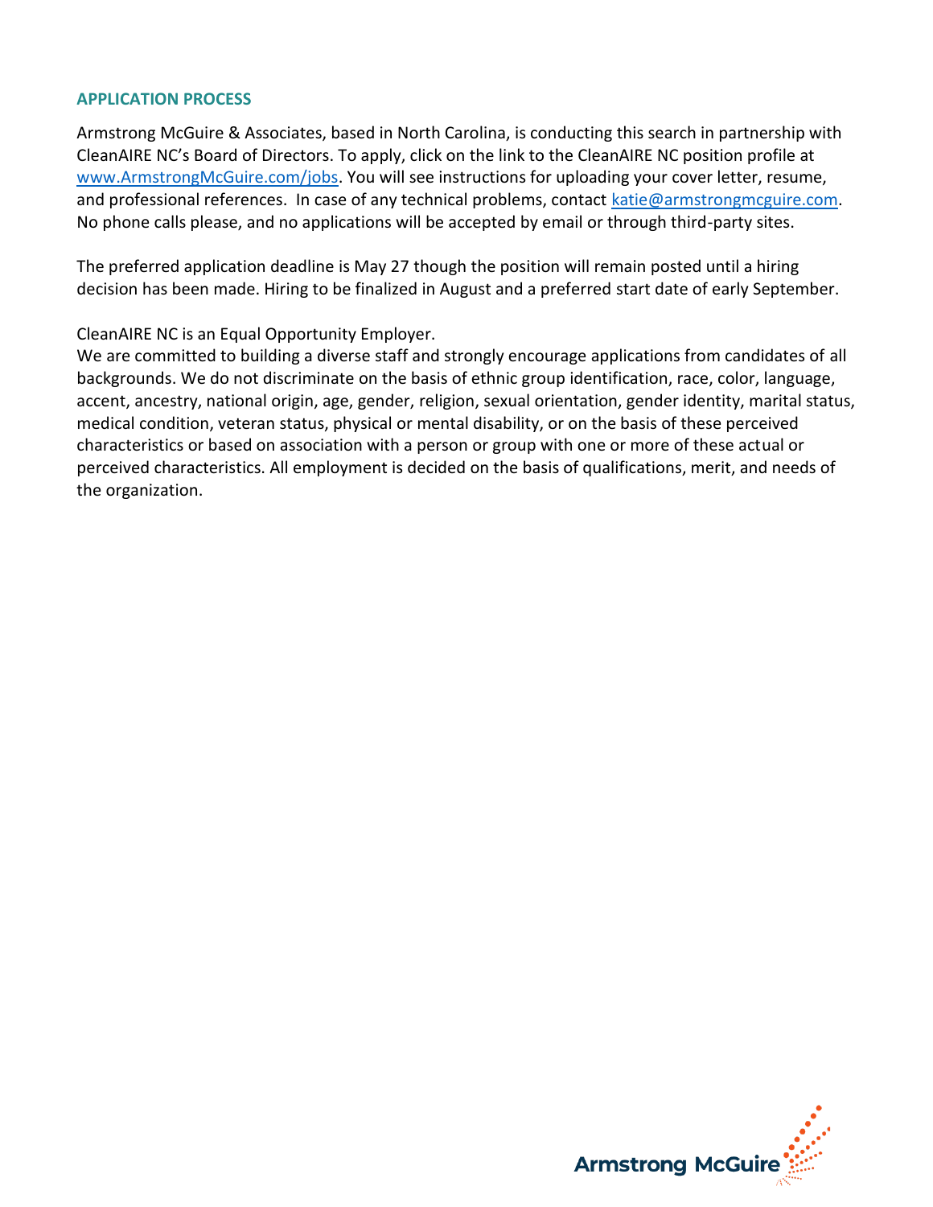### APPLICATION PROCESS

Armstrong McGuire & Associates, based in North Carolina, is conducting this search in partnership with CleanAIRE NC's Board of Directors. To apply, click on the link to the CleanAIRE NC position profile at www.ArmstrongMcGuire.com/jobs. You will see instructions for uploading your cover letter, resume, and professional references. In case of any technical problems, contact katie@armstrongmcguire.com. No phone calls please, and no applications will be accepted by email or through third-party sites.

The preferred application deadline is May 27 though the position will remain posted until a hiring decision has been made. Hiring to be finalized in August and a preferred start date of early September.

CleanAIRE NC is an Equal Opportunity Employer.
We are committed to building a diverse staff and strongly encourage applications from candidates of all backgrounds. We do not discriminate on the basis of ethnic group identification, race, color, language, accent, ancestry, national origin, age, gender, religion, sexual orientation, gender identity, marital status, medical condition, veteran status, physical or mental disability, or on the basis of these perceived characteristics or based on association with a person or group with one or more of these actual or perceived characteristics. All employment is decided on the basis of qualifications, merit, and needs of the organization.